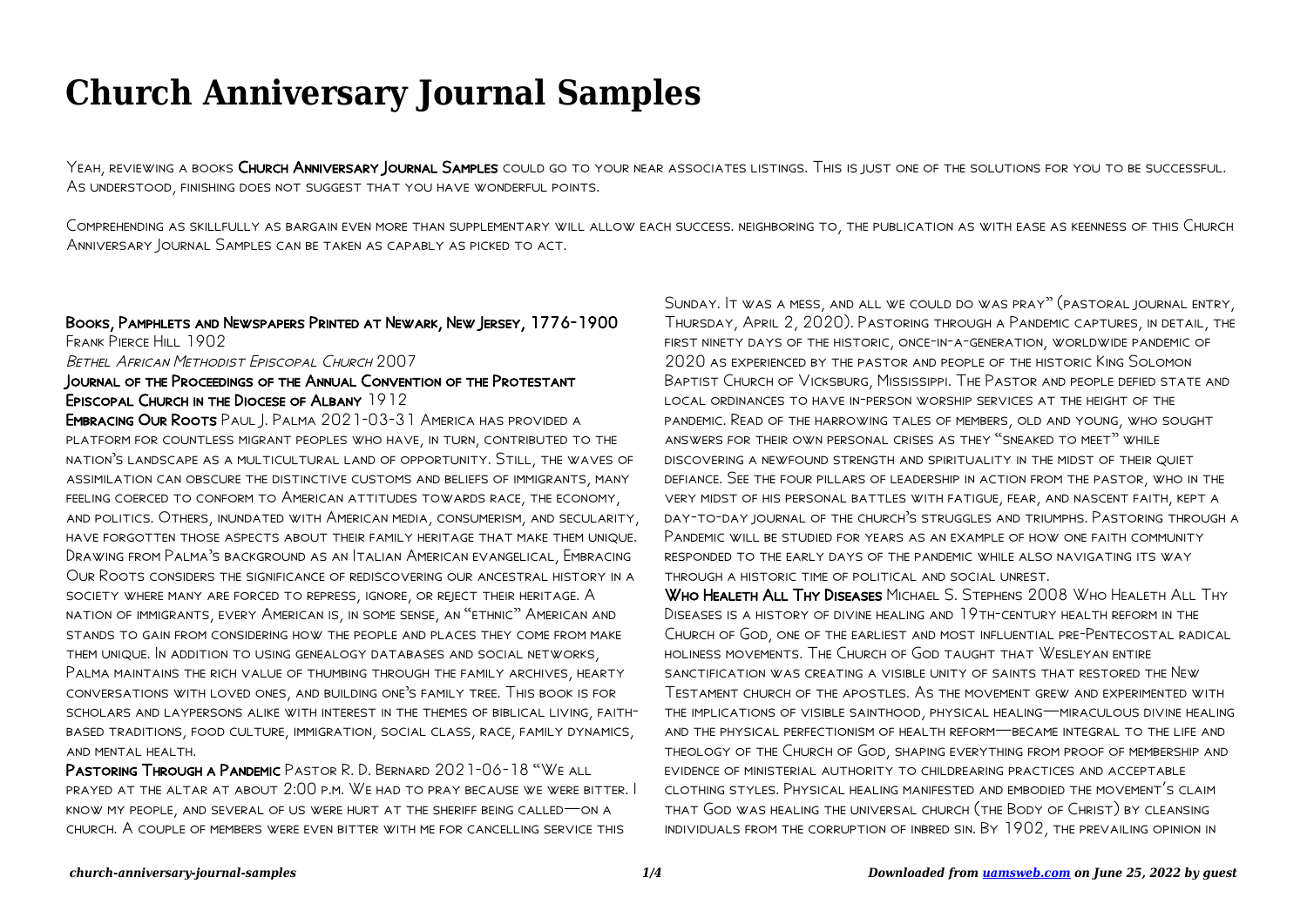# Church Anniversary Journal Samples

Yeah, reviewing a books **Church Anniversary Journal Samples** could go to your near associates listings. This is just one of the solutions for you to be successful. As understood, finishing does not suggest that you have wonderful points.

Comprehending as skillfully as bargain even more than supplementary will allow each success. neighboring to, the publication as with ease as keenness of this Church Anniversary Journal Samples can be taken as capably as picked to act.

**Books, Pamphlets and Newspapers Printed at Newark, New Jersey, 1776-1900** Frank Pierce Hill 1902

*Bethel African Methodist Episcopal Church* 2007

**Journal of the Proceedings of the Annual Convention of the Protestant Episcopal Church in the Diocese of Albany** 1912

**Embracing Our Roots** Paul J. Palma 2021-03-31 America has provided a platform for countless migrant peoples who have, in turn, contributed to the nation's landscape as a multicultural land of opportunity. Still, the waves of assimilation can obscure the distinctive customs and beliefs of immigrants, many feeling coerced to conform to American attitudes towards race, the economy, and politics. Others, inundated with American media, consumerism, and secularity, have forgotten those aspects about their family heritage that make them unique. Drawing from Palma's background as an Italian American evangelical, Embracing Our Roots considers the significance of rediscovering our ancestral history in a society where many are forced to repress, ignore, or reject their heritage. A nation of immigrants, every American is, in some sense, an "ethnic" American and stands to gain from considering how the people and places they come from make them unique. In addition to using genealogy databases and social networks, Palma maintains the rich value of thumbing through the family archives, hearty conversations with loved ones, and building one's family tree. This book is for scholars and laypersons alike with interest in the themes of biblical living, faith-based traditions, food culture, immigration, social class, race, family dynamics, and mental health.

**Pastoring Through a Pandemic** Pastor R. D. Bernard 2021-06-18 "We all prayed at the altar at about 2:00 p.m. We had to pray because we were bitter. I know my people, and several of us were hurt at the sheriff being called—on a church. A couple of members were even bitter with me for cancelling service this Sunday. It was a mess, and all we could do was pray" (pastoral journal entry, Thursday, April 2, 2020). Pastoring through a Pandemic captures, in detail, the first ninety days of the historic, once-in-a-generation, worldwide pandemic of 2020 as experienced by the pastor and people of the historic King Solomon Baptist Church of Vicksburg, Mississippi. The Pastor and people defied state and local ordinances to have in-person worship services at the height of the pandemic. Read of the harrowing tales of members, old and young, who sought answers for their own personal crises as they "sneaked to meet" while discovering a newfound strength and spirituality in the midst of their quiet defiance. See the four pillars of leadership in action from the pastor, who in the very midst of his personal battles with fatigue, fear, and nascent faith, kept a day-to-day journal of the church's struggles and triumphs. Pastoring through a Pandemic will be studied for years as an example of how one faith community responded to the early days of the pandemic while also navigating its way through a historic time of political and social unrest.

**Who Healeth All Thy Diseases** Michael S. Stephens 2008 Who Healeth All Thy Diseases is a history of divine healing and 19th-century health reform in the Church of God, one of the earliest and most influential pre-Pentecostal radical holiness movements. The Church of God taught that Wesleyan entire sanctification was creating a visible unity of saints that restored the New Testament church of the apostles. As the movement grew and experimented with the implications of visible sainthood, physical healing—miraculous divine healing and the physical perfectionism of health reform—became integral to the life and theology of the Church of God, shaping everything from proof of membership and evidence of ministerial authority to childrearing practices and acceptable clothing styles. Physical healing manifested and embodied the movement's claim that God was healing the universal church (the Body of Christ) by cleansing individuals from the corruption of inbred sin. By 1902, the prevailing opinion in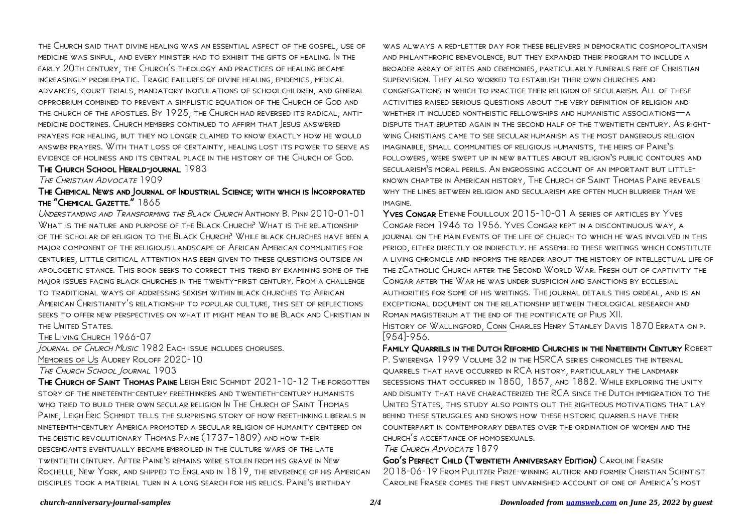the Church said that divine healing was an essential aspect of the gospel, use of medicine was sinful, and every minister had to exhibit the gifts of healing. In the early 20th century, the Church's theology and practices of healing became increasingly problematic. Tragic failures of divine healing, epidemics, medical advances, court trials, mandatory inoculations of schoolchildren, and general opprobrium combined to prevent a simplistic equation of the Church of God and the church of the apostles. By 1925, the Church had reversed its radical, anti-medicine doctrines. Church members continued to affirm that Jesus answered prayers for healing, but they no longer claimed to know exactly how he would answer prayers. With that loss of certainty, healing lost its power to serve as evidence of holiness and its central place in the history of the Church of God.

**The Church School Herald-journal** 1983

*The Christian Advocate* 1909

**The Chemical News and Journal of Industrial Science; with which is Incorporated the "Chemical Gazette."** 1865

*Understanding and Transforming the Black Church* Anthony B. Pinn 2010-01-01 What is the nature and purpose of the Black Church? What is the relationship of the scholar of religion to the Black Church? While black churches have been a major component of the religious landscape of African American communities for centuries, little critical attention has been given to these questions outside an apologetic stance. This book seeks to correct this trend by examining some of the major issues facing black churches in the twenty-first century. From a challenge to traditional ways of addressing sexism within black churches to African American Christianity's relationship to popular culture, this set of reflections seeks to offer new perspectives on what it might mean to be Black and Christian in the United States.

The Living Church 1966-07

*Journal of Church Music* 1982 Each issue includes choruses.

Memories of Us Audrey Roloff 2020-10

*The Church School Journal* 1903

**The Church of Saint Thomas Paine** Leigh Eric Schmidt 2021-10-12 The forgotten story of the nineteenth-century freethinkers and twentieth-century humanists who tried to build their own secular religion In The Church of Saint Thomas Paine, Leigh Eric Schmidt tells the surprising story of how freethinking liberals in nineteenth-century America promoted a secular religion of humanity centered on the deistic revolutionary Thomas Paine (1737–1809) and how their descendants eventually became embroiled in the culture wars of the late twentieth century. After Paine's remains were stolen from his grave in New Rochelle, New York, and shipped to England in 1819, the reverence of his American disciples took a material turn in a long search for his relics. Paine's birthday was always a red-letter day for these believers in democratic cosmopolitanism and philanthropic benevolence, but they expanded their program to include a broader array of rites and ceremonies, particularly funerals free of Christian supervision. They also worked to establish their own churches and congregations in which to practice their religion of secularism. All of these activities raised serious questions about the very definition of religion and whether it included nontheistic fellowships and humanistic associations—a dispute that erupted again in the second half of the twentieth century. As right-wing Christians came to see secular humanism as the most dangerous religion imaginable, small communities of religious humanists, the heirs of Paine's followers, were swept up in new battles about religion's public contours and secularism's moral perils. An engrossing account of an important but little-known chapter in American history, The Church of Saint Thomas Paine reveals why the lines between religion and secularism are often much blurrier than we imagine.

**Yves Congar** Etienne Fouilloux 2015-10-01 A series of articles by Yves Congar from 1946 to 1956. Yves Congar kept in a discontinuous way, a journal on the main events of the life of church to which he was involved in this period, either directly or indirectly. he assembled these writings which constitute a living chronicle and informs the reader about the history of intellectual life of the zCatholic Church after the Second World War. Fresh out of captivity the Congar after the War he was under suspicion and sanctions by ecclesial authorities for some of his writings. The journal details this ordeal, and is an exceptional document on the relationship between theological research and Roman magisterium at the end of the pontificate of Pius XII.

History of Wallingford, Conn Charles Henry Stanley Davis 1870 Errata on p. [954]-956.

**Family Quarrels in the Dutch Reformed Churches in the Nineteenth Century** Robert P. Swierenga 1999 Volume 32 in the HSRCA series chronicles the internal quarrels that have occurred in RCA history, particularly the landmark secessions that occurred in 1850, 1857, and 1882. While exploring the unity and disunity that have characterized the RCA since the Dutch immigration to the United States, this study also points out the righteous motivations that lay behind these struggles and shows how these historic quarrels have their counterpart in contemporary debates over the ordination of women and the church's acceptance of homosexuals.

*The Church Advocate* 1879

**God's Perfect Child (Twentieth Anniversary Edition)** Caroline Fraser 2018-06-19 From Pulitzer Prize-winning author and former Christian Scientist Caroline Fraser comes the first unvarnished account of one of America's most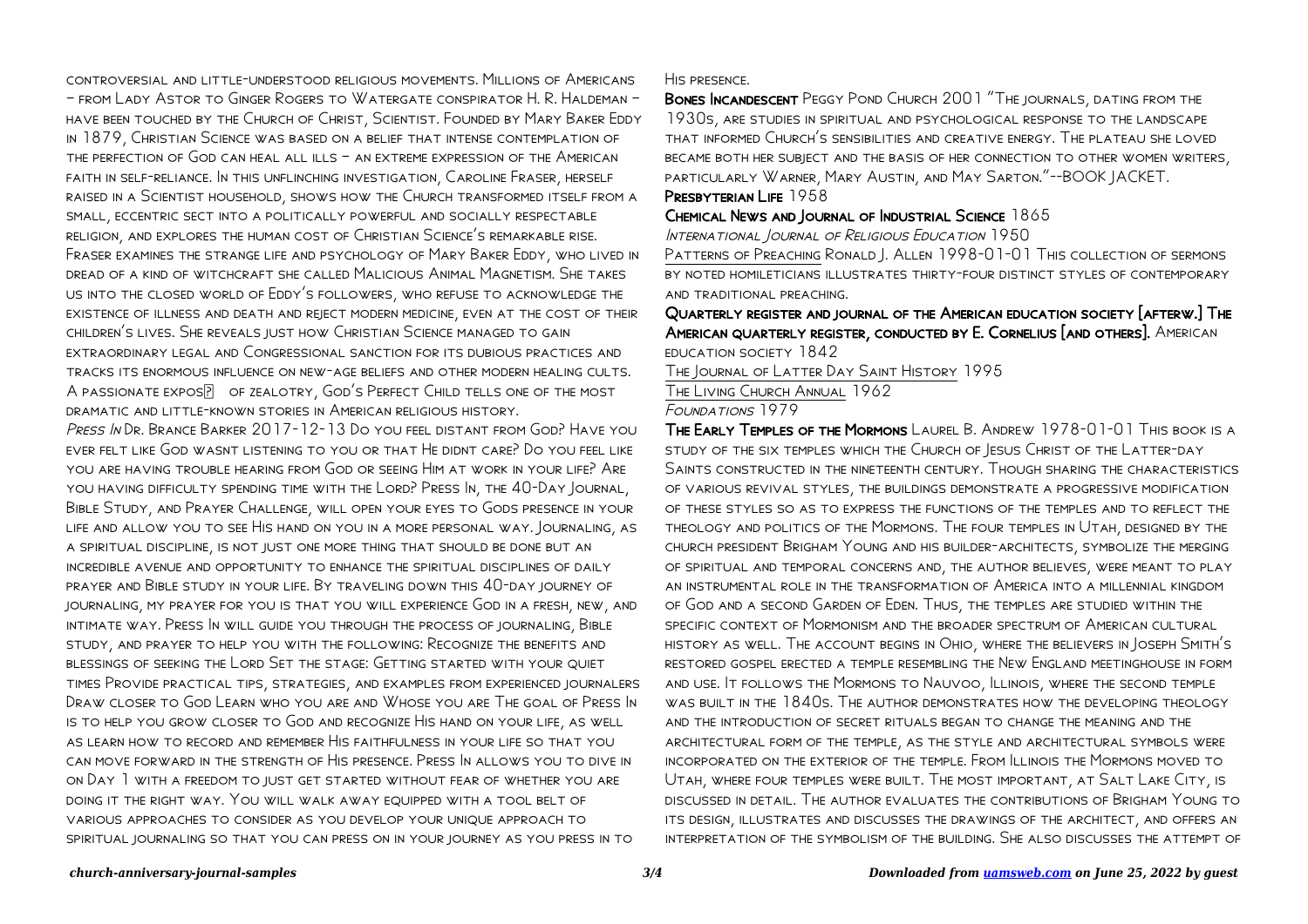controversial and little-understood religious movements. Millions of Americans – from Lady Astor to Ginger Rogers to Watergate conspirator H. R. Haldeman – have been touched by the Church of Christ, Scientist. Founded by Mary Baker Eddy in 1879, Christian Science was based on a belief that intense contemplation of the perfection of God can heal all ills – an extreme expression of the American faith in self-reliance. In this unflinching investigation, Caroline Fraser, herself raised in a Scientist household, shows how the Church transformed itself from a small, eccentric sect into a politically powerful and socially respectable religion, and explores the human cost of Christian Science's remarkable rise. Fraser examines the strange life and psychology of Mary Baker Eddy, who lived in dread of a kind of witchcraft she called Malicious Animal Magnetism. She takes us into the closed world of Eddy's followers, who refuse to acknowledge the existence of illness and death and reject modern medicine, even at the cost of their children's lives. She reveals just how Christian Science managed to gain extraordinary legal and Congressional sanction for its dubious practices and tracks its enormous influence on new-age beliefs and other modern healing cults. A passionate exposé of zealotry, God's Perfect Child tells one of the most dramatic and little-known stories in American religious history.

*Press In* Dr. Brance Barker 2017-12-13 Do you feel distant from God? Have you ever felt like God wasnt listening to you or that He didnt care? Do you feel like you are having trouble hearing from God or seeing Him at work in your life? Are you having difficulty spending time with the Lord? Press In, the 40-Day Journal, Bible Study, and Prayer Challenge, will open your eyes to Gods presence in your life and allow you to see His hand on you in a more personal way. Journaling, as a spiritual discipline, is not just one more thing that should be done but an incredible avenue and opportunity to enhance the spiritual disciplines of daily prayer and Bible study in your life. By traveling down this 40-day journey of journaling, my prayer for you is that you will experience God in a fresh, new, and intimate way. Press In will guide you through the process of journaling, Bible study, and prayer to help you with the following: Recognize the benefits and blessings of seeking the Lord Set the stage: Getting started with your quiet times Provide practical tips, strategies, and examples from experienced journalers Draw closer to God Learn who you are and Whose you are The goal of Press In is to help you grow closer to God and recognize His hand on your life, as well as learn how to record and remember His faithfulness in your life so that you can move forward in the strength of His presence. Press In allows you to dive in on Day 1 with a freedom to just get started without fear of whether you are doing it the right way. You will walk away equipped with a tool belt of various approaches to consider as you develop your unique approach to spiritual journaling so that you can press on in your journey as you press in to His presence.

**Bones Incandescent** Peggy Pond Church 2001 "The journals, dating from the 1930s, are studies in spiritual and psychological response to the landscape that informed Church's sensibilities and creative energy. The plateau she loved became both her subject and the basis of her connection to other women writers, particularly Warner, Mary Austin, and May Sarton."--BOOK JACKET.

**Presbyterian Life** 1958

**Chemical News and Journal of Industrial Science** 1865

*International Journal of Religious Education* 1950

Patterns of Preaching Ronald J. Allen 1998-01-01 This collection of sermons by noted homileticians illustrates thirty-four distinct styles of contemporary and traditional preaching.

**Quarterly register and journal of the American education society [afterw.] The American quarterly register, conducted by E. Cornelius [and others].** American education society 1842

The Journal of Latter Day Saint History 1995

The Living Church Annual 1962

*Foundations* 1979

**The Early Temples of the Mormons** Laurel B. Andrew 1978-01-01 This book is a study of the six temples which the Church of Jesus Christ of the Latter-day Saints constructed in the nineteenth century. Though sharing the characteristics of various revival styles, the buildings demonstrate a progressive modification of these styles so as to express the functions of the temples and to reflect the theology and politics of the Mormons. The four temples in Utah, designed by the church president Brigham Young and his builder-architects, symbolize the merging of spiritual and temporal concerns and, the author believes, were meant to play an instrumental role in the transformation of America into a millennial kingdom of God and a second Garden of Eden. Thus, the temples are studied within the specific context of Mormonism and the broader spectrum of American cultural history as well. The account begins in Ohio, where the believers in Joseph Smith's restored gospel erected a temple resembling the New England meetinghouse in form and use. It follows the Mormons to Nauvoo, Illinois, where the second temple was built in the 1840s. The author demonstrates how the developing theology and the introduction of secret rituals began to change the meaning and the architectural form of the temple, as the style and architectural symbols were incorporated on the exterior of the temple. From Illinois the Mormons moved to Utah, where four temples were built. The most important, at Salt Lake City, is discussed in detail. The author evaluates the contributions of Brigham Young to its design, illustrates and discusses the drawings of the architect, and offers an interpretation of the symbolism of the building. She also discusses the attempt of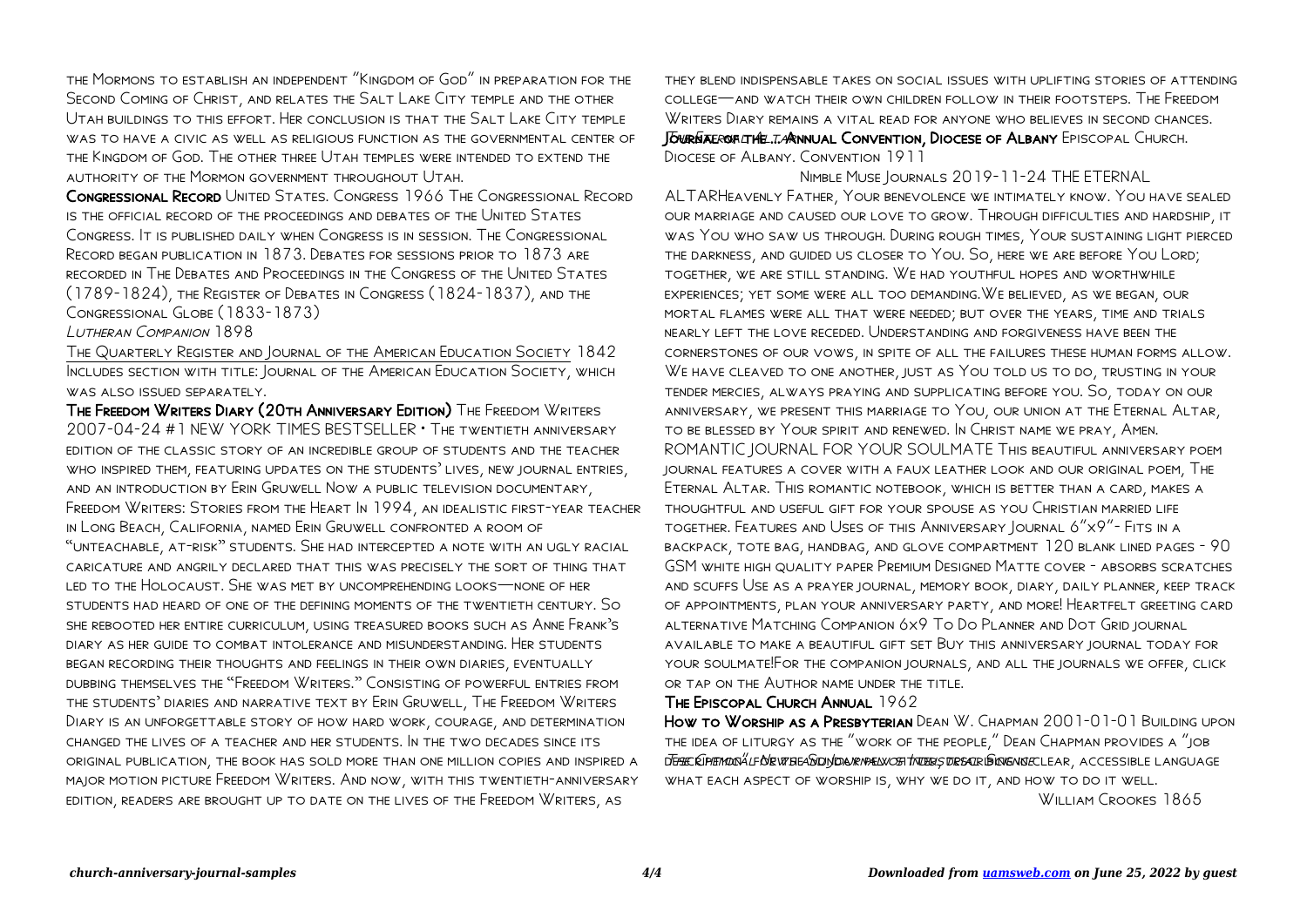the Mormons to establish an independent "Kingdom of God" in preparation for the Second Coming of Christ, and relates the Salt Lake City temple and the other Utah buildings to this effort. Her conclusion is that the Salt Lake City temple was to have a civic as well as religious function as the governmental center of the Kingdom of God. The other three Utah temples were intended to extend the authority of the Mormon government throughout Utah.

**Congressional Record** United States. Congress 1966 The Congressional Record is the official record of the proceedings and debates of the United States Congress. It is published daily when Congress is in session. The Congressional Record began publication in 1873. Debates for sessions prior to 1873 are recorded in The Debates and Proceedings in the Congress of the United States (1789-1824), the Register of Debates in Congress (1824-1837), and the Congressional Globe (1833-1873)

*Lutheran Companion* 1898

The Quarterly Register and Journal of the American Education Society 1842 Includes section with title: Journal of the American Education Society, which was also issued separately.

**The Freedom Writers Diary (20th Anniversary Edition)** The Freedom Writers 2007-04-24 #1 NEW YORK TIMES BESTSELLER • The twentieth anniversary edition of the classic story of an incredible group of students and the teacher who inspired them, featuring updates on the students' lives, new journal entries, and an introduction by Erin Gruwell Now a public television documentary, Freedom Writers: Stories from the Heart In 1994, an idealistic first-year teacher in Long Beach, California, named Erin Gruwell confronted a room of "unteachable, at-risk" students. She had intercepted a note with an ugly racial caricature and angrily declared that this was precisely the sort of thing that led to the Holocaust. She was met by uncomprehending looks—none of her students had heard of one of the defining moments of the twentieth century. So she rebooted her entire curriculum, using treasured books such as Anne Frank's diary as her guide to combat intolerance and misunderstanding. Her students began recording their thoughts and feelings in their own diaries, eventually dubbing themselves the "Freedom Writers." Consisting of powerful entries from the students' diaries and narrative text by Erin Gruwell, The Freedom Writers Diary is an unforgettable story of how hard work, courage, and determination changed the lives of a teacher and her students. In the two decades since its original publication, the book has sold more than one million copies and inspired a major motion picture Freedom Writers. And now, with this twentieth-anniversary edition, readers are brought up to date on the lives of the Freedom Writers, as they blend indispensable takes on social issues with uplifting stories of attending college—and watch their own children follow in their footsteps. The Freedom Writers Diary remains a vital read for anyone who believes in second chances.

**Journal of the ... Annual Convention, Diocese of Albany** Episcopal Church. Diocese of Albany. Convention 1911

Nimble Muse Journals 2019-11-24 THE ETERNAL ALTARHeavenly Father, Your benevolence we intimately know. You have sealed our marriage and caused our love to grow. Through difficulties and hardship, it was You who saw us through. During rough times, Your sustaining light pierced the darkness, and guided us closer to You. So, here we are before You Lord; together, we are still standing. We had youthful hopes and worthwhile experiences; yet some were all too demanding.We believed, as we began, our mortal flames were all that were needed; but over the years, time and trials nearly left the love receded. Understanding and forgiveness have been the cornerstones of our vows, in spite of all the failures these human forms allow. We have cleaved to one another, just as You told us to do, trusting in your tender mercies, always praying and supplicating before you. So, today on our anniversary, we present this marriage to You, our union at the Eternal Altar, to be blessed by Your spirit and renewed. In Christ name we pray, Amen. ROMANTIC JOURNAL FOR YOUR SOULMATE This beautiful anniversary poem journal features a cover with a faux leather look and our original poem, The Eternal Altar. This romantic notebook, which is better than a card, makes a thoughtful and useful gift for your spouse as you Christian married life together. Features and Uses of this Anniversary Journal 6"x9"- Fits in a backpack, tote bag, handbag, and glove compartment 120 blank lined pages - 90 GSM white high quality paper Premium Designed Matte cover - absorbs scratches and scuffs Use as a prayer journal, memory book, diary, daily planner, keep track of appointments, plan your anniversary party, and more! Heartfelt greeting card alternative Matching Companion 6x9 To Do Planner and Dot Grid journal available to make a beautiful gift set Buy this anniversary journal today for your soulmate!For the companion journals, and all the journals we offer, click or tap on the Author name under the title.

**The Episcopal Church Annual** 1962

**How to Worship as a Presbyterian** Dean W. Chapman 2001-01-01 Building upon the idea of liturgy as the "work of the people," Dean Chapman provides a "job description" for worshipers, describing in clear, accessible language what each aspect of worship is, why we do it, and how to do it well.

*The Chemical News and Journal of Industrial Science* William Crookes 1865